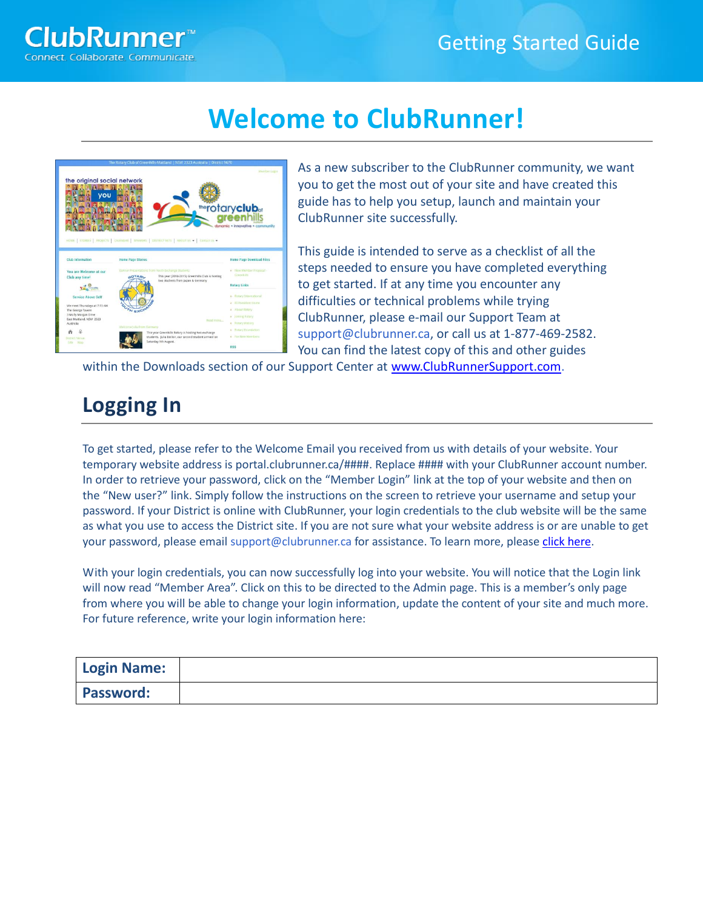# Welcome to ClubRunner!

As a new subscriber to the ClubRunner community, we want you to get the most out of your site and have created this guide has to help you setup, launch and maintain your ClubRunner site successfully.

This guide is intended to serve as a checklist of all the steps needed to ensure you have completed everything to get started. If at any time you encounter any difficulties or technical problems while trying ClubRunner, please e-mail our Support Team at support@clubrunner.ca, or call us at 1-877-469-2582. You can find the latest copy of this and other guides within the Downloads section of our Support Center at [www.ClubRunnerSupport.com](www.ClubRunnerSupport.com).

## Logging In

To get started, please refer to the Welcome Email you received from us with details of your website. Your temporary website address is portal.clubrunner.ca/####. Replace #### with your ClubRunner account number. In order to retrieve your password, click on the "Member Login" link at the top of your website and then on the "New user?" link. Simply follow the instructions on the screen to retrieve your username and setup your password. If your District is online with ClubRunner, your login credentials to the club website will be the same as what you use to access the District site. If you are not sure what your website address is or are unable to get your password, please email support@clubrunner.ca for assistance. To learn more, please click here.

With your login credentials, you can now successfully log into your website. You will notice that the Login link will now read "Member Area". Click on this to be directed to the Admin page. This is a member's only page from where you will be able to change your login information, update the content of your site and much more. For future reference, write your login information here:

| **Login Name:** | |
| --- | --- |
| **Password:** | |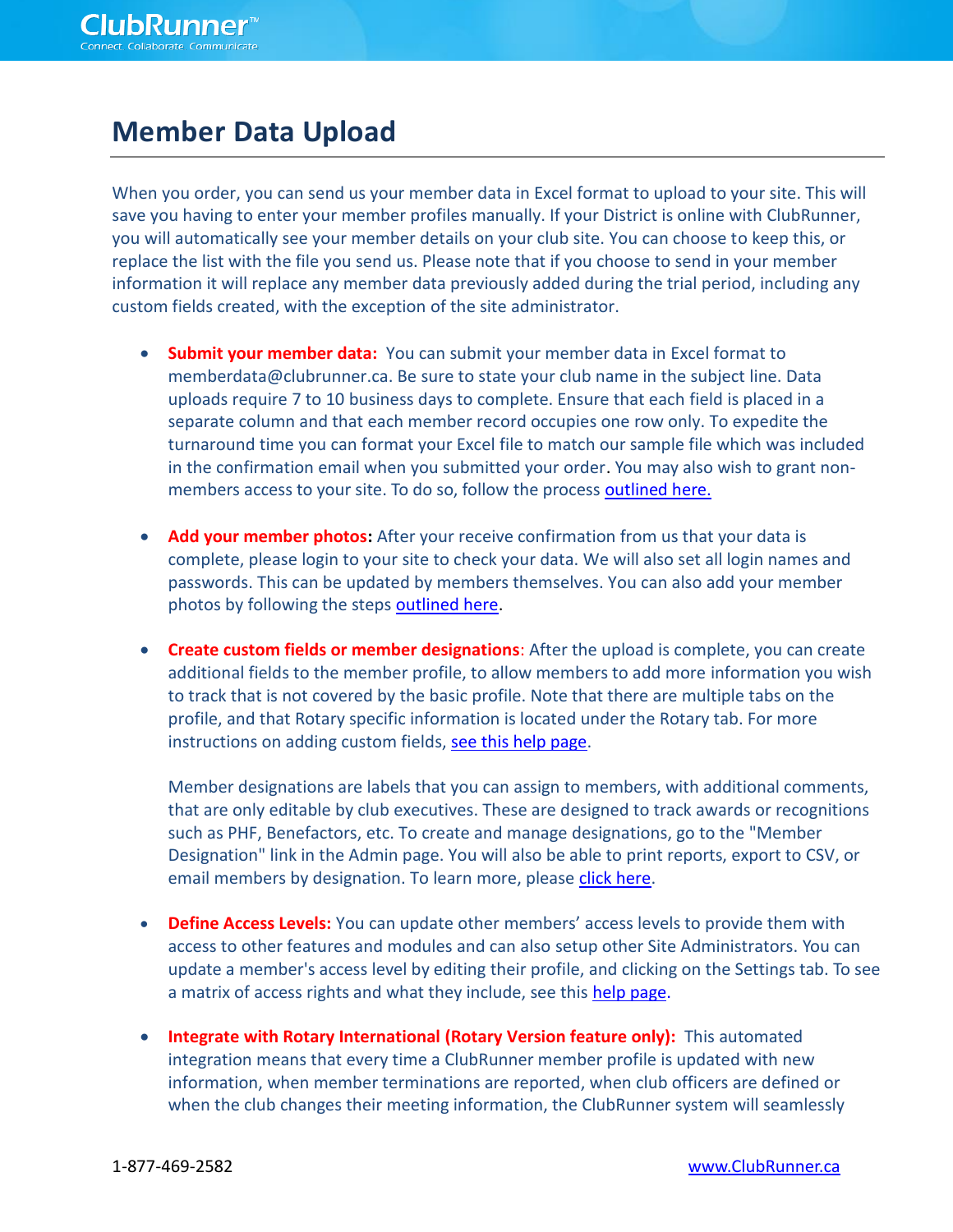# Member Data Upload

When you order, you can send us your member data in Excel format to upload to your site. This will save you having to enter your member profiles manually. If your District is online with ClubRunner, you will automatically see your member details on your club site. You can choose to keep this, or replace the list with the file you send us. Please note that if you choose to send in your member information it will replace any member data previously added during the trial period, including any custom fields created, with the exception of the site administrator.

- **Submit your member data:** You can submit your member data in Excel format to memberdata@clubrunner.ca. Be sure to state your club name in the subject line. Data uploads require 7 to 10 business days to complete. Ensure that each field is placed in a separate column and that each member record occupies one row only. To expedite the turnaround time you can format your Excel file to match our sample file which was included in the confirmation email when you submitted your order. You may also wish to grant non-members access to your site. To do so, follow the process outlined here.

- **Add your member photos:** After your receive confirmation from us that your data is complete, please login to your site to check your data. We will also set all login names and passwords. This can be updated by members themselves. You can also add your member photos by following the steps outlined here.

- **Create custom fields or member designations**: After the upload is complete, you can create additional fields to the member profile, to allow members to add more information you wish to track that is not covered by the basic profile. Note that there are multiple tabs on the profile, and that Rotary specific information is located under the Rotary tab. For more instructions on adding custom fields, see this help page.

  Member designations are labels that you can assign to members, with additional comments, that are only editable by club executives. These are designed to track awards or recognitions such as PHF, Benefactors, etc. To create and manage designations, go to the "Member Designation" link in the Admin page. You will also be able to print reports, export to CSV, or email members by designation. To learn more, please click here.

- **Define Access Levels:** You can update other members' access levels to provide them with access to other features and modules and can also setup other Site Administrators. You can update a member's access level by editing their profile, and clicking on the Settings tab. To see a matrix of access rights and what they include, see this help page.

- **Integrate with Rotary International (Rotary Version feature only):** This automated integration means that every time a ClubRunner member profile is updated with new information, when member terminations are reported, when club officers are defined or when the club changes their meeting information, the ClubRunner system will seamlessly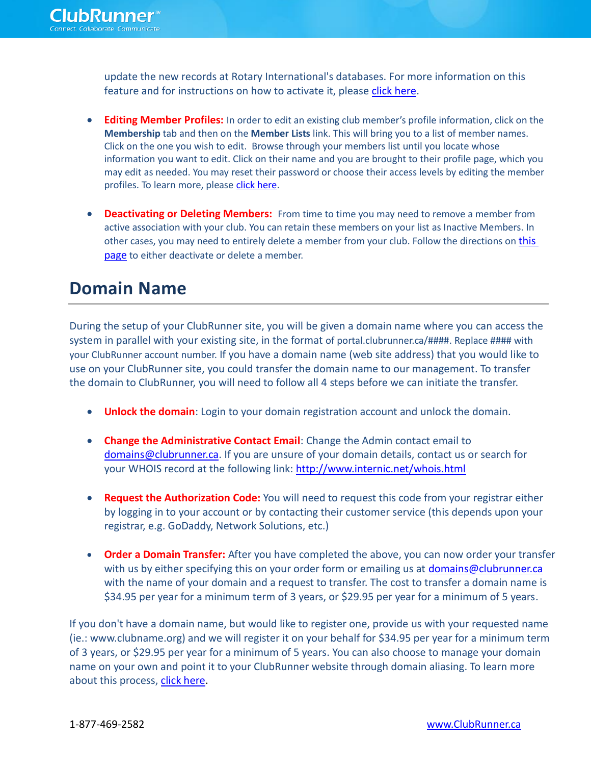update the new records at Rotary International's databases. For more information on this feature and for instructions on how to activate it, please click here.

- **Editing Member Profiles:** In order to edit an existing club member's profile information, click on the **Membership** tab and then on the **Member Lists** link. This will bring you to a list of member names. Click on the one you wish to edit. Browse through your members list until you locate whose information you want to edit. Click on their name and you are brought to their profile page, which you may edit as needed. You may reset their password or choose their access levels by editing the member profiles. To learn more, please click here.

- **Deactivating or Deleting Members:** From time to time you may need to remove a member from active association with your club. You can retain these members on your list as Inactive Members. In other cases, you may need to entirely delete a member from your club. Follow the directions on this page to either deactivate or delete a member.

## Domain Name

During the setup of your ClubRunner site, you will be given a domain name where you can access the system in parallel with your existing site, in the format of portal.clubrunner.ca/####. Replace #### with your ClubRunner account number. If you have a domain name (web site address) that you would like to use on your ClubRunner site, you could transfer the domain name to our management. To transfer the domain to ClubRunner, you will need to follow all 4 steps before we can initiate the transfer.

- **Unlock the domain**: Login to your domain registration account and unlock the domain.

- **Change the Administrative Contact Email**: Change the Admin contact email to domains@clubrunner.ca. If you are unsure of your domain details, contact us or search for your WHOIS record at the following link: http://www.internic.net/whois.html

- **Request the Authorization Code:** You will need to request this code from your registrar either by logging in to your account or by contacting their customer service (this depends upon your registrar, e.g. GoDaddy, Network Solutions, etc.)

- **Order a Domain Transfer:** After you have completed the above, you can now order your transfer with us by either specifying this on your order form or emailing us at domains@clubrunner.ca with the name of your domain and a request to transfer. The cost to transfer a domain name is $34.95 per year for a minimum term of 3 years, or $29.95 per year for a minimum of 5 years.

If you don't have a domain name, but would like to register one, provide us with your requested name (ie.: www.clubname.org) and we will register it on your behalf for $34.95 per year for a minimum term of 3 years, or $29.95 per year for a minimum of 5 years. You can also choose to manage your domain name on your own and point it to your ClubRunner website through domain aliasing. To learn more about this process, click here.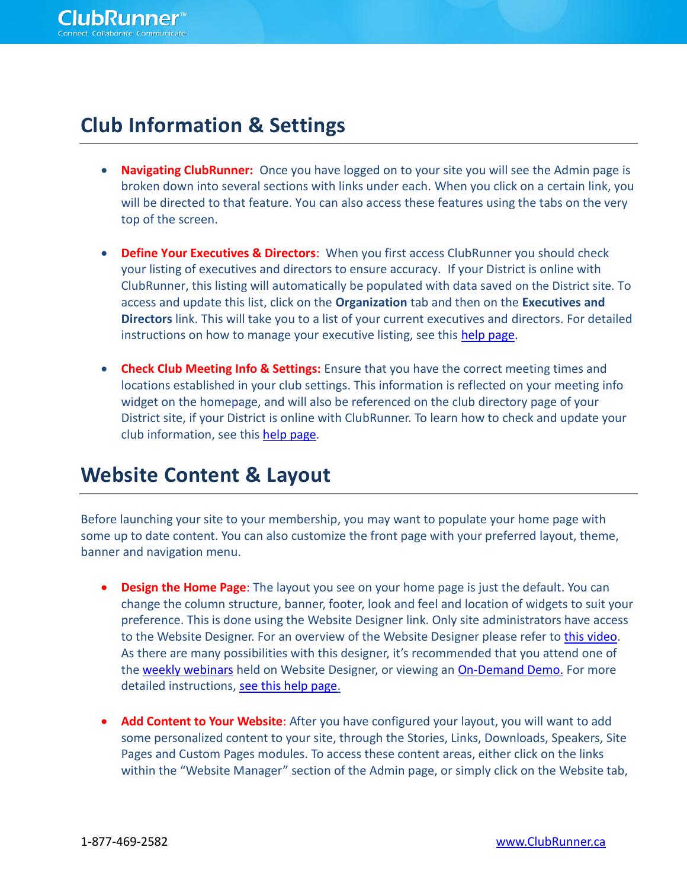## Club Information & Settings

- **Navigating ClubRunner:** Once you have logged on to your site you will see the Admin page is broken down into several sections with links under each. When you click on a certain link, you will be directed to that feature. You can also access these features using the tabs on the very top of the screen.

- **Define Your Executives & Directors**: When you first access ClubRunner you should check your listing of executives and directors to ensure accuracy. If your District is online with ClubRunner, this listing will automatically be populated with data saved on the District site. To access and update this list, click on the **Organization** tab and then on the **Executives and Directors** link. This will take you to a list of your current executives and directors. For detailed instructions on how to manage your executive listing, see this help page.

- **Check Club Meeting Info & Settings:** Ensure that you have the correct meeting times and locations established in your club settings. This information is reflected on your meeting info widget on the homepage, and will also be referenced on the club directory page of your District site, if your District is online with ClubRunner. To learn how to check and update your club information, see this help page.

## Website Content & Layout

Before launching your site to your membership, you may want to populate your home page with some up to date content. You can also customize the front page with your preferred layout, theme, banner and navigation menu.

- **Design the Home Page**: The layout you see on your home page is just the default. You can change the column structure, banner, footer, look and feel and location of widgets to suit your preference. This is done using the Website Designer link. Only site administrators have access to the Website Designer. For an overview of the Website Designer please refer to this video. As there are many possibilities with this designer, it's recommended that you attend one of the weekly webinars held on Website Designer, or viewing an On-Demand Demo. For more detailed instructions, see this help page.

- **Add Content to Your Website**: After you have configured your layout, you will want to add some personalized content to your site, through the Stories, Links, Downloads, Speakers, Site Pages and Custom Pages modules. To access these content areas, either click on the links within the "Website Manager" section of the Admin page, or simply click on the Website tab,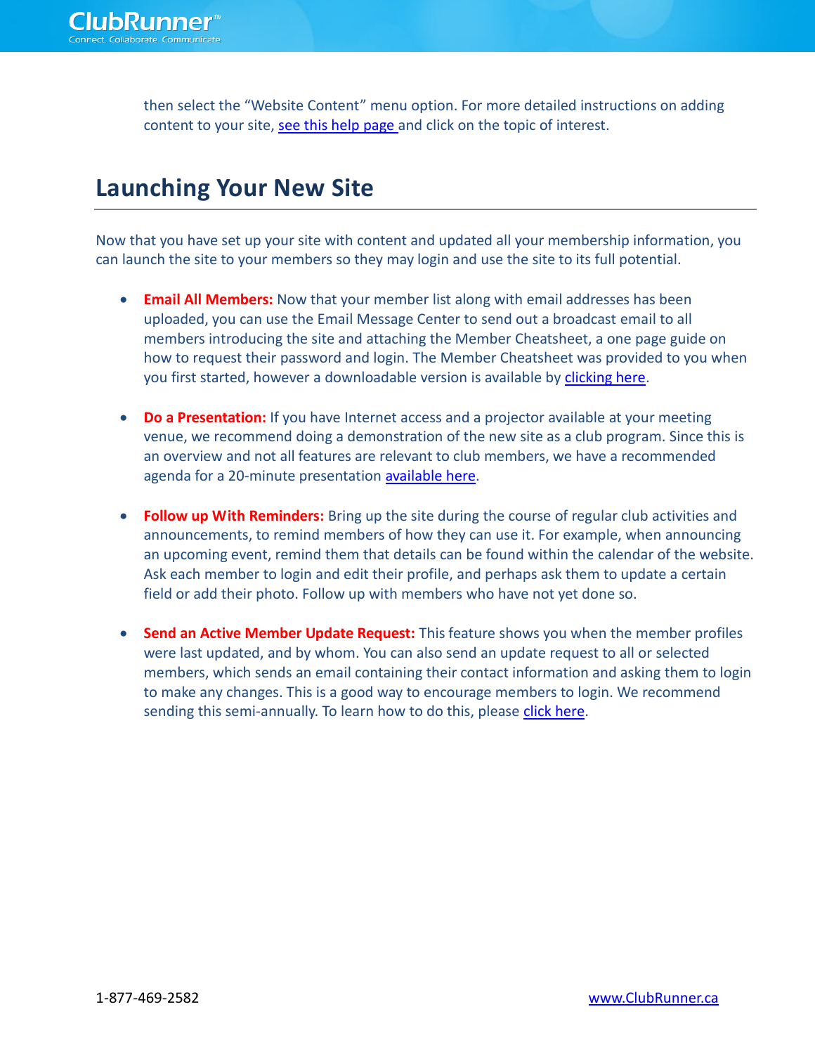then select the "Website Content" menu option. For more detailed instructions on adding content to your site, see this help page and click on the topic of interest.

## Launching Your New Site

Now that you have set up your site with content and updated all your membership information, you can launch the site to your members so they may login and use the site to its full potential.

- **Email All Members:** Now that your member list along with email addresses has been uploaded, you can use the Email Message Center to send out a broadcast email to all members introducing the site and attaching the Member Cheatsheet, a one page guide on how to request their password and login. The Member Cheatsheet was provided to you when you first started, however a downloadable version is available by clicking here.

- **Do a Presentation:** If you have Internet access and a projector available at your meeting venue, we recommend doing a demonstration of the new site as a club program. Since this is an overview and not all features are relevant to club members, we have a recommended agenda for a 20-minute presentation available here.

- **Follow up With Reminders:** Bring up the site during the course of regular club activities and announcements, to remind members of how they can use it. For example, when announcing an upcoming event, remind them that details can be found within the calendar of the website. Ask each member to login and edit their profile, and perhaps ask them to update a certain field or add their photo. Follow up with members who have not yet done so.

- **Send an Active Member Update Request:** This feature shows you when the member profiles were last updated, and by whom. You can also send an update request to all or selected members, which sends an email containing their contact information and asking them to login to make any changes. This is a good way to encourage members to login. We recommend sending this semi-annually. To learn how to do this, please click here.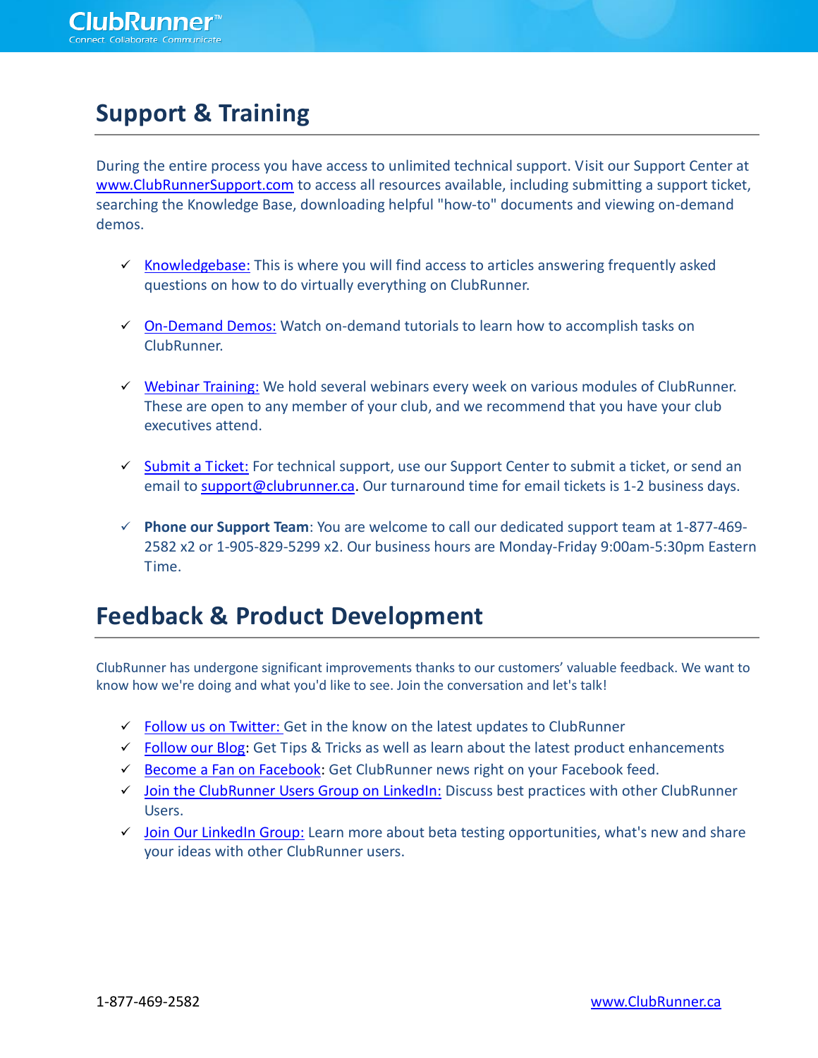## Support & Training

During the entire process you have access to unlimited technical support. Visit our Support Center at www.ClubRunnerSupport.com to access all resources available, including submitting a support ticket, searching the Knowledge Base, downloading helpful "how-to" documents and viewing on-demand demos.

- ✓ Knowledgebase: This is where you will find access to articles answering frequently asked questions on how to do virtually everything on ClubRunner.
- ✓ On-Demand Demos: Watch on-demand tutorials to learn how to accomplish tasks on ClubRunner.
- ✓ Webinar Training: We hold several webinars every week on various modules of ClubRunner. These are open to any member of your club, and we recommend that you have your club executives attend.
- ✓ Submit a Ticket: For technical support, use our Support Center to submit a ticket, or send an email to support@clubrunner.ca. Our turnaround time for email tickets is 1-2 business days.
- ✓ **Phone our Support Team**: You are welcome to call our dedicated support team at 1-877-469-2582 x2 or 1-905-829-5299 x2. Our business hours are Monday-Friday 9:00am-5:30pm Eastern Time.

## Feedback & Product Development

ClubRunner has undergone significant improvements thanks to our customers' valuable feedback. We want to know how we're doing and what you'd like to see. Join the conversation and let's talk!

- ✓ Follow us on Twitter: Get in the know on the latest updates to ClubRunner
- ✓ Follow our Blog: Get Tips & Tricks as well as learn about the latest product enhancements
- ✓ Become a Fan on Facebook: Get ClubRunner news right on your Facebook feed.
- ✓ Join the ClubRunner Users Group on LinkedIn: Discuss best practices with other ClubRunner Users.
- ✓ Join Our LinkedIn Group: Learn more about beta testing opportunities, what's new and share your ideas with other ClubRunner users.